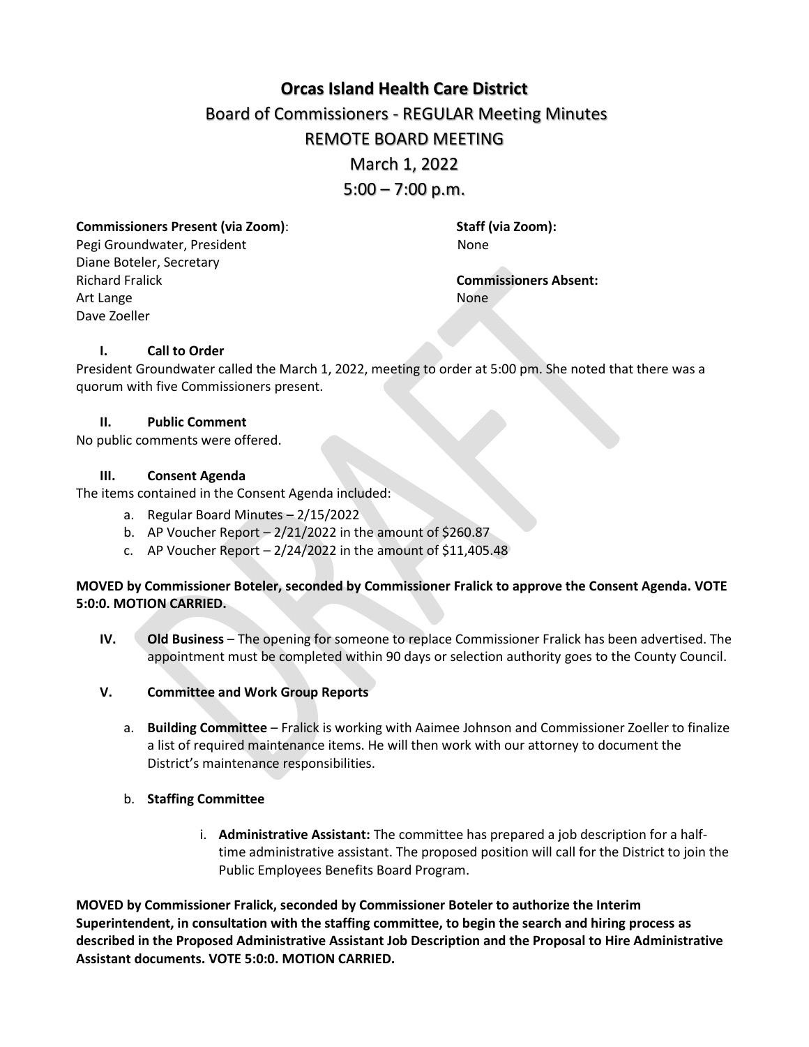# Orcas Island Health Care District

## Board of Commissioners - REGULAR Meeting Minutes

## REMOTE BOARD MEETING

## March 1, 2022

## 5:00 – 7:00 p.m.

**Commissioners Present (via Zoom)**:
Pegi Groundwater, President
Diane Boteler, Secretary
Richard Fralick
Art Lange
Dave Zoeller

**Staff (via Zoom):**
None

**Commissioners Absent:**
None

### I. Call to Order

President Groundwater called the March 1, 2022, meeting to order at 5:00 pm. She noted that there was a quorum with five Commissioners present.

### II. Public Comment

No public comments were offered.

### III. Consent Agenda

The items contained in the Consent Agenda included:

a. Regular Board Minutes – 2/15/2022
b. AP Voucher Report – 2/21/2022 in the amount of $260.87
c. AP Voucher Report – 2/24/2022 in the amount of $11,405.48

**MOVED by Commissioner Boteler, seconded by Commissioner Fralick to approve the Consent Agenda. VOTE 5:0:0. MOTION CARRIED.**

**IV. Old Business** – The opening for someone to replace Commissioner Fralick has been advertised. The appointment must be completed within 90 days or selection authority goes to the County Council.

### V. Committee and Work Group Reports

a. **Building Committee** – Fralick is working with Aaimee Johnson and Commissioner Zoeller to finalize a list of required maintenance items. He will then work with our attorney to document the District's maintenance responsibilities.

b. **Staffing Committee**

i. **Administrative Assistant:** The committee has prepared a job description for a half-time administrative assistant. The proposed position will call for the District to join the Public Employees Benefits Board Program.

**MOVED by Commissioner Fralick, seconded by Commissioner Boteler to authorize the Interim Superintendent, in consultation with the staffing committee, to begin the search and hiring process as described in the Proposed Administrative Assistant Job Description and the Proposal to Hire Administrative Assistant documents. VOTE 5:0:0. MOTION CARRIED.**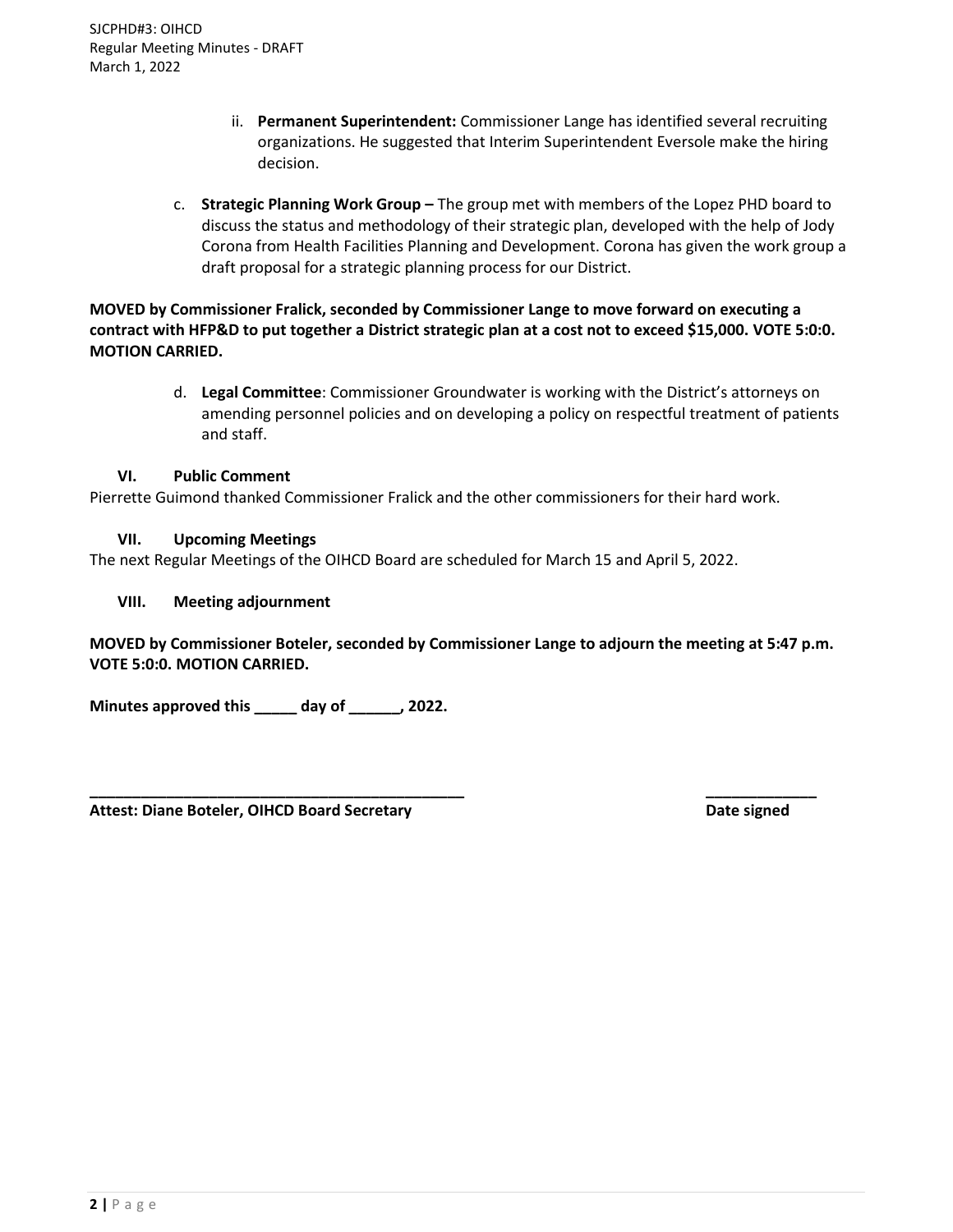ii. **Permanent Superintendent:** Commissioner Lange has identified several recruiting organizations. He suggested that Interim Superintendent Eversole make the hiring decision.

c. **Strategic Planning Work Group –** The group met with members of the Lopez PHD board to discuss the status and methodology of their strategic plan, developed with the help of Jody Corona from Health Facilities Planning and Development. Corona has given the work group a draft proposal for a strategic planning process for our District.

**MOVED by Commissioner Fralick, seconded by Commissioner Lange to move forward on executing a contract with HFP&D to put together a District strategic plan at a cost not to exceed $15,000. VOTE 5:0:0. MOTION CARRIED.**

d. **Legal Committee**: Commissioner Groundwater is working with the District's attorneys on amending personnel policies and on developing a policy on respectful treatment of patients and staff.

### VI. Public Comment

Pierrette Guimond thanked Commissioner Fralick and the other commissioners for their hard work.

### VII. Upcoming Meetings

The next Regular Meetings of the OIHCD Board are scheduled for March 15 and April 5, 2022.

### VIII. Meeting adjournment

**MOVED by Commissioner Boteler, seconded by Commissioner Lange to adjourn the meeting at 5:47 p.m. VOTE 5:0:0. MOTION CARRIED.**

**Minutes approved this _____ day of ______, 2022.**

**_____________________________________________ _____________**

**Attest: Diane Boteler, OIHCD Board Secretary Date signed**